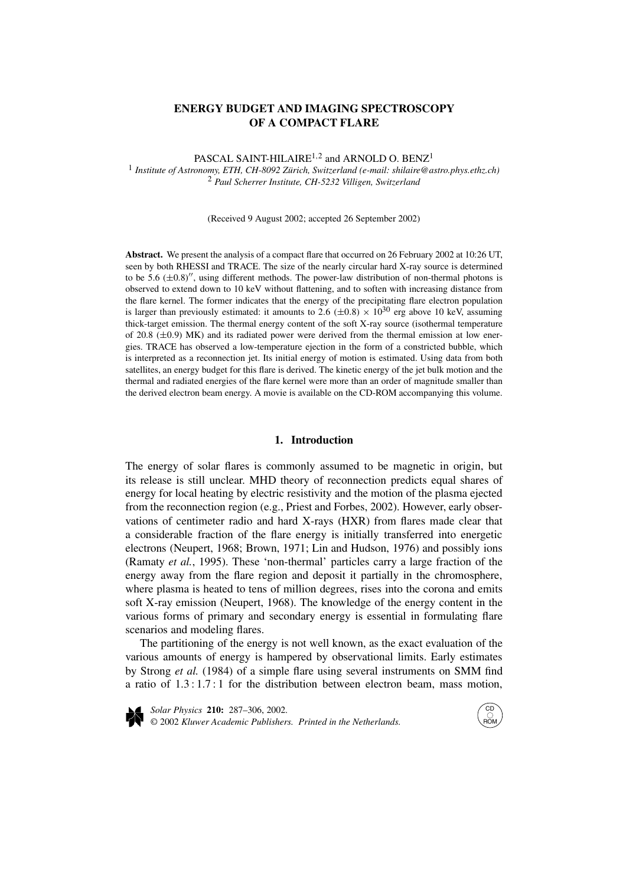# ENERGY BUDGET AND IMAGING SPECTROSCOPY OF A COMPACT FLARE

PASCAL SAINT-HILAIRE[1,2] and ARNOLD O. BENZ[1]

[1] *Institute of Astronomy, ETH, CH-8092 Zürich, Switzerland (e-mail: shilaire@astro.phys.ethz.ch)*
[2] *Paul Scherrer Institute, CH-5232 Villigen, Switzerland*

(Received 9 August 2002; accepted 26 September 2002)

**Abstract.** We present the analysis of a compact flare that occurred on 26 February 2002 at 10:26 UT, seen by both RHESSI and TRACE. The size of the nearly circular hard X-ray source is determined to be 5.6 ($\pm 0.8$)$''$, using different methods. The power-law distribution of non-thermal photons is observed to extend down to 10 keV without flattening, and to soften with increasing distance from the flare kernel. The former indicates that the energy of the precipitating flare electron population is larger than previously estimated: it amounts to 2.6 ($\pm 0.8$) $\times\ 10^{30}$ erg above 10 keV, assuming thick-target emission. The thermal energy content of the soft X-ray source (isothermal temperature of 20.8 ($\pm 0.9$) MK) and its radiated power were derived from the thermal emission at low energies. TRACE has observed a low-temperature ejection in the form of a constricted bubble, which is interpreted as a reconnection jet. Its initial energy of motion is estimated. Using data from both satellites, an energy budget for this flare is derived. The kinetic energy of the jet bulk motion and the thermal and radiated energies of the flare kernel were more than an order of magnitude smaller than the derived electron beam energy. A movie is available on the CD-ROM accompanying this volume.

## 1. Introduction

The energy of solar flares is commonly assumed to be magnetic in origin, but its release is still unclear. MHD theory of reconnection predicts equal shares of energy for local heating by electric resistivity and the motion of the plasma ejected from the reconnection region (e.g., Priest and Forbes, 2002). However, early observations of centimeter radio and hard X-rays (HXR) from flares made clear that a considerable fraction of the flare energy is initially transferred into energetic electrons (Neupert, 1968; Brown, 1971; Lin and Hudson, 1976) and possibly ions (Ramaty *et al.*, 1995). These 'non-thermal' particles carry a large fraction of the energy away from the flare region and deposit it partially in the chromosphere, where plasma is heated to tens of million degrees, rises into the corona and emits soft X-ray emission (Neupert, 1968). The knowledge of the energy content in the various forms of primary and secondary energy is essential in formulating flare scenarios and modeling flares.

The partitioning of the energy is not well known, as the exact evaluation of the various amounts of energy is hampered by observational limits. Early estimates by Strong *et al.* (1984) of a simple flare using several instruments on SMM find a ratio of 1.3 : 1.7 : 1 for the distribution between electron beam, mass motion,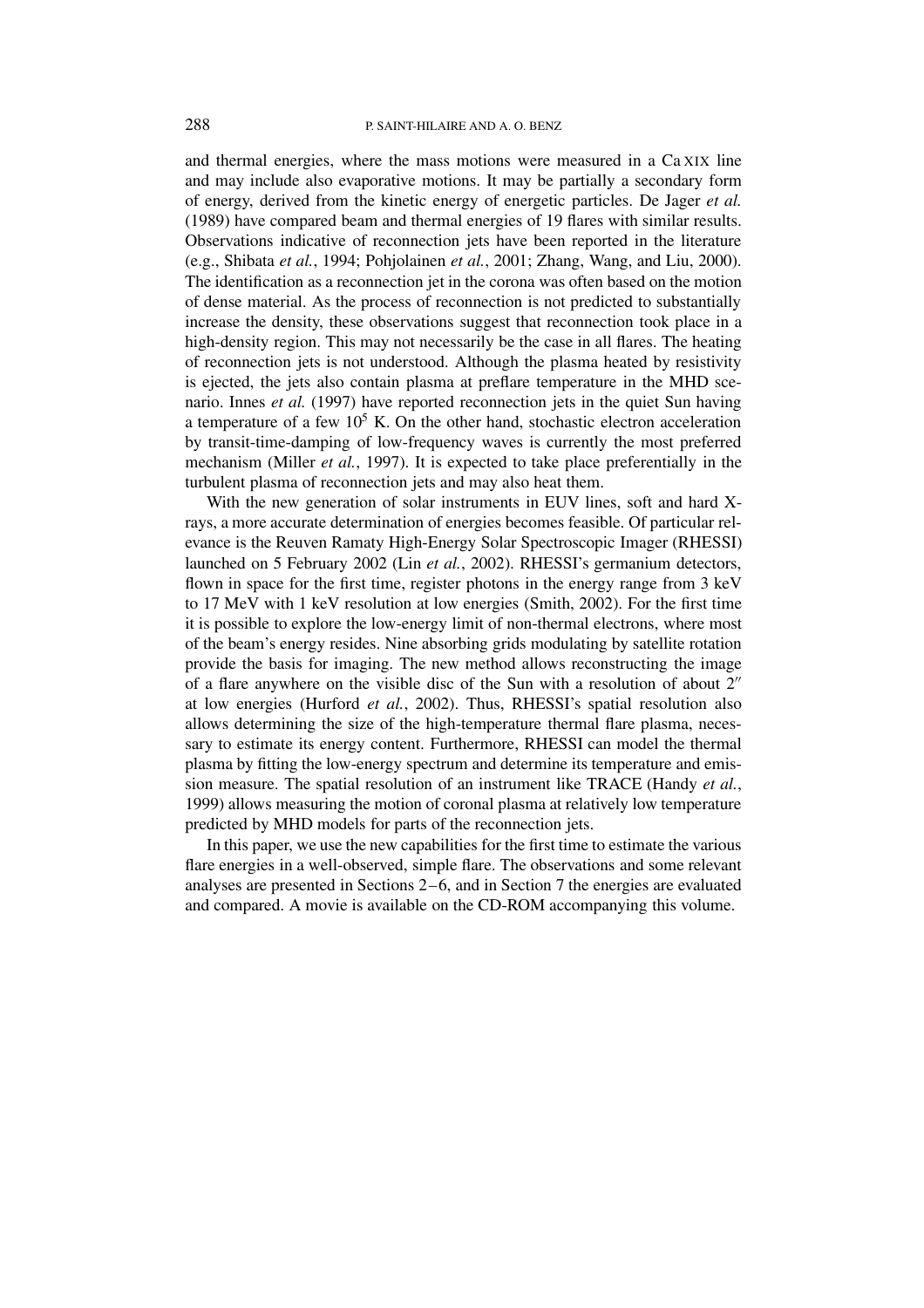and thermal energies, where the mass motions were measured in a Ca XIX line and may include also evaporative motions. It may be partially a secondary form of energy, derived from the kinetic energy of energetic particles. De Jager *et al.* (1989) have compared beam and thermal energies of 19 flares with similar results. Observations indicative of reconnection jets have been reported in the literature (e.g., Shibata *et al.*, 1994; Pohjolainen *et al.*, 2001; Zhang, Wang, and Liu, 2000). The identification as a reconnection jet in the corona was often based on the motion of dense material. As the process of reconnection is not predicted to substantially increase the density, these observations suggest that reconnection took place in a high-density region. This may not necessarily be the case in all flares. The heating of reconnection jets is not understood. Although the plasma heated by resistivity is ejected, the jets also contain plasma at preflare temperature in the MHD scenario. Innes *et al.* (1997) have reported reconnection jets in the quiet Sun having a temperature of a few $10^5$ K. On the other hand, stochastic electron acceleration by transit-time-damping of low-frequency waves is currently the most preferred mechanism (Miller *et al.*, 1997). It is expected to take place preferentially in the turbulent plasma of reconnection jets and may also heat them.

With the new generation of solar instruments in EUV lines, soft and hard X-rays, a more accurate determination of energies becomes feasible. Of particular relevance is the Reuven Ramaty High-Energy Solar Spectroscopic Imager (RHESSI) launched on 5 February 2002 (Lin *et al.*, 2002). RHESSI's germanium detectors, flown in space for the first time, register photons in the energy range from 3 keV to 17 MeV with 1 keV resolution at low energies (Smith, 2002). For the first time it is possible to explore the low-energy limit of non-thermal electrons, where most of the beam's energy resides. Nine absorbing grids modulating by satellite rotation provide the basis for imaging. The new method allows reconstructing the image of a flare anywhere on the visible disc of the Sun with a resolution of about $2''$ at low energies (Hurford *et al.*, 2002). Thus, RHESSI's spatial resolution also allows determining the size of the high-temperature thermal flare plasma, necessary to estimate its energy content. Furthermore, RHESSI can model the thermal plasma by fitting the low-energy spectrum and determine its temperature and emission measure. The spatial resolution of an instrument like TRACE (Handy *et al.*, 1999) allows measuring the motion of coronal plasma at relatively low temperature predicted by MHD models for parts of the reconnection jets.

In this paper, we use the new capabilities for the first time to estimate the various flare energies in a well-observed, simple flare. The observations and some relevant analyses are presented in Sections 2–6, and in Section 7 the energies are evaluated and compared. A movie is available on the CD-ROM accompanying this volume.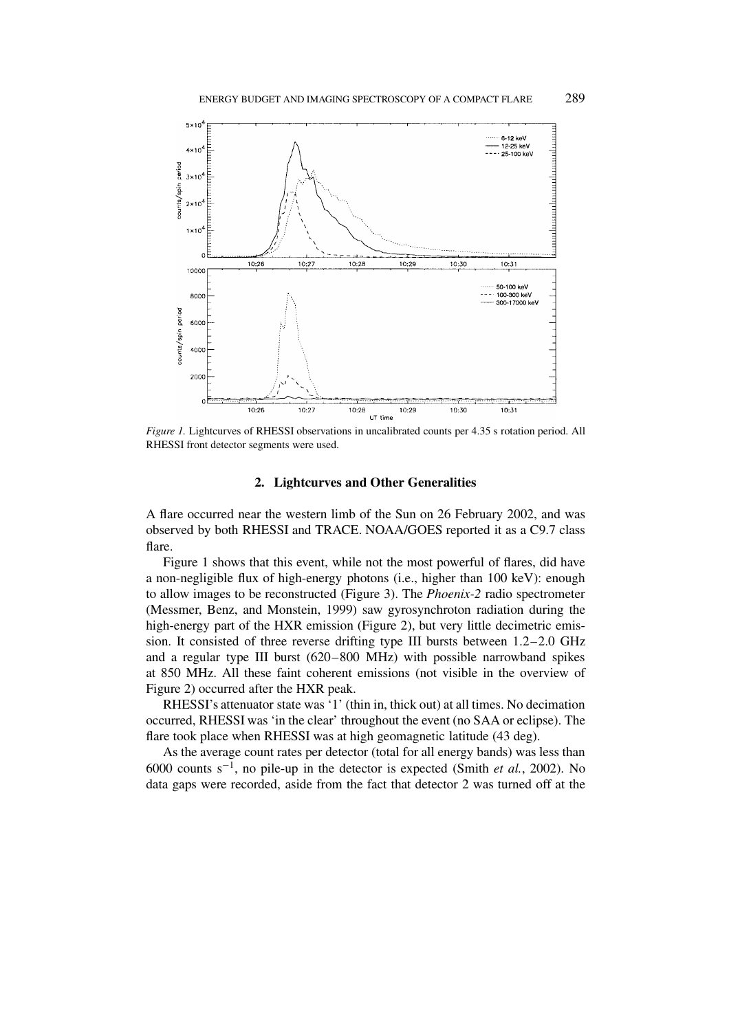*Figure 1.* Lightcurves of RHESSI observations in uncalibrated counts per 4.35 s rotation period. All RHESSI front detector segments were used.

## 2. Lightcurves and Other Generalities

A flare occurred near the western limb of the Sun on 26 February 2002, and was observed by both RHESSI and TRACE. NOAA/GOES reported it as a C9.7 class flare.

Figure 1 shows that this event, while not the most powerful of flares, did have a non-negligible flux of high-energy photons (i.e., higher than 100 keV): enough to allow images to be reconstructed (Figure 3). The *Phoenix-2* radio spectrometer (Messmer, Benz, and Monstein, 1999) saw gyrosynchroton radiation during the high-energy part of the HXR emission (Figure 2), but very little decimetric emission. It consisted of three reverse drifting type III bursts between 1.2–2.0 GHz and a regular type III burst (620–800 MHz) with possible narrowband spikes at 850 MHz. All these faint coherent emissions (not visible in the overview of Figure 2) occurred after the HXR peak.

RHESSI's attenuator state was '1' (thin in, thick out) at all times. No decimation occurred, RHESSI was 'in the clear' throughout the event (no SAA or eclipse). The flare took place when RHESSI was at high geomagnetic latitude (43 deg).

As the average count rates per detector (total for all energy bands) was less than 6000 counts $s^{-1}$, no pile-up in the detector is expected (Smith *et al.*, 2002). No data gaps were recorded, aside from the fact that detector 2 was turned off at the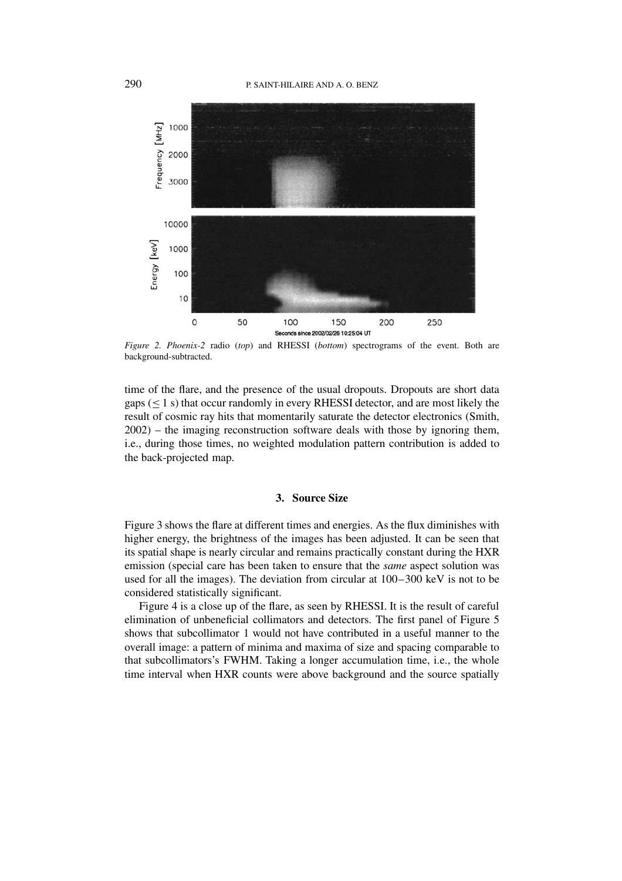*Figure 2. Phoenix-2* radio (*top*) and RHESSI (*bottom*) spectrograms of the event. Both are background-subtracted.

time of the flare, and the presence of the usual dropouts. Dropouts are short data gaps ($\leq 1$ s) that occur randomly in every RHESSI detector, and are most likely the result of cosmic ray hits that momentarily saturate the detector electronics (Smith, 2002) – the imaging reconstruction software deals with those by ignoring them, i.e., during those times, no weighted modulation pattern contribution is added to the back-projected map.

### 3. Source Size

Figure 3 shows the flare at different times and energies. As the flux diminishes with higher energy, the brightness of the images has been adjusted. It can be seen that its spatial shape is nearly circular and remains practically constant during the HXR emission (special care has been taken to ensure that the *same* aspect solution was used for all the images). The deviation from circular at 100–300 keV is not to be considered statistically significant.

Figure 4 is a close up of the flare, as seen by RHESSI. It is the result of careful elimination of unbeneficial collimators and detectors. The first panel of Figure 5 shows that subcollimator 1 would not have contributed in a useful manner to the overall image: a pattern of minima and maxima of size and spacing comparable to that subcollimators's FWHM. Taking a longer accumulation time, i.e., the whole time interval when HXR counts were above background and the source spatially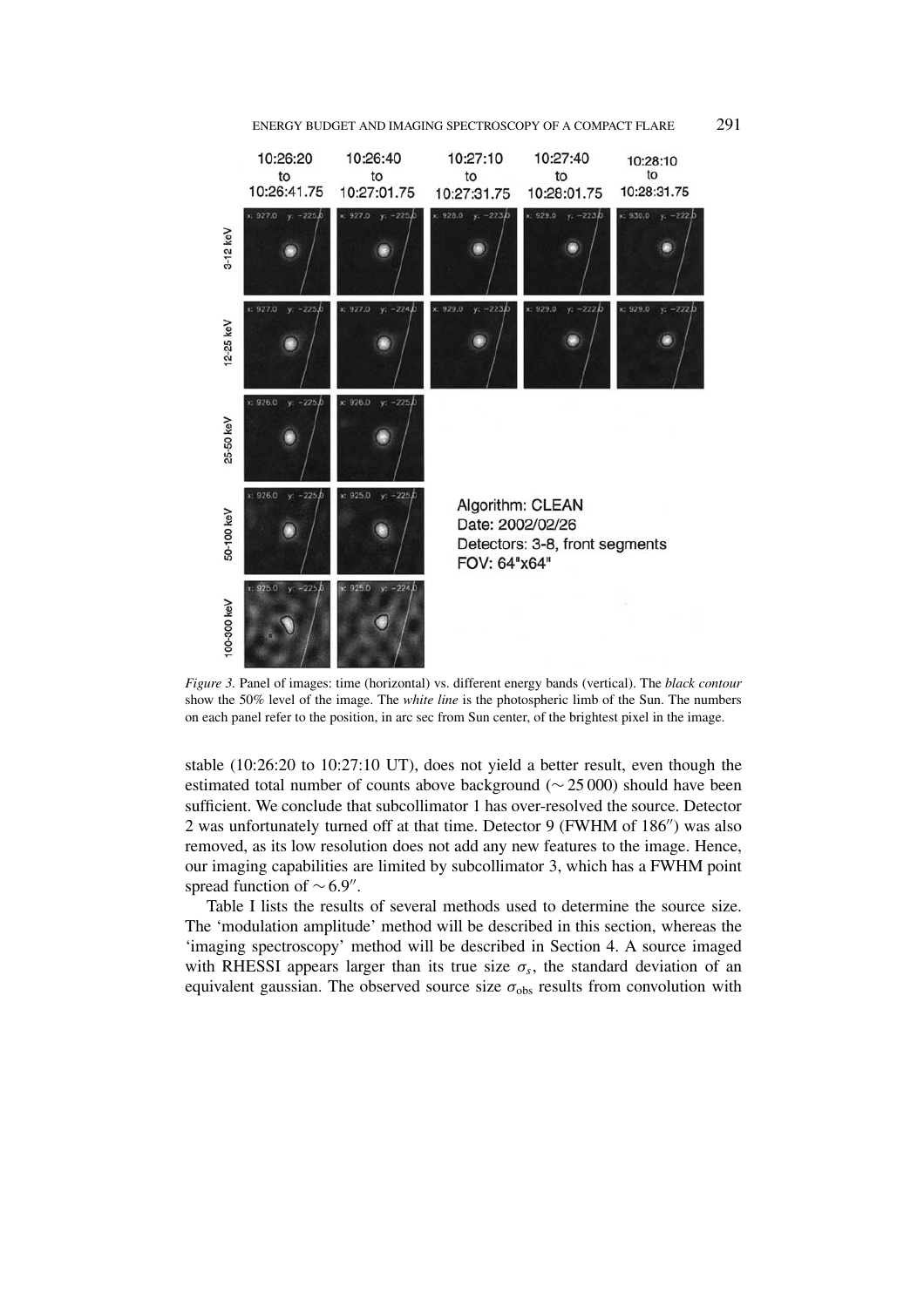*Figure 3.* Panel of images: time (horizontal) vs. different energy bands (vertical). The *black contour* show the 50% level of the image. The *white line* is the photospheric limb of the Sun. The numbers on each panel refer to the position, in arc sec from Sun center, of the brightest pixel in the image.

stable (10:26:20 to 10:27:10 UT), does not yield a better result, even though the estimated total number of counts above background ($\sim 25\,000$) should have been sufficient. We conclude that subcollimator 1 has over-resolved the source. Detector 2 was unfortunately turned off at that time. Detector 9 (FWHM of 186″) was also removed, as its low resolution does not add any new features to the image. Hence, our imaging capabilities are limited by subcollimator 3, which has a FWHM point spread function of $\sim 6.9''$.

Table I lists the results of several methods used to determine the source size. The 'modulation amplitude' method will be described in this section, whereas the 'imaging spectroscopy' method will be described in Section 4. A source imaged with RHESSI appears larger than its true size $\sigma_s$, the standard deviation of an equivalent gaussian. The observed source size $\sigma_{\text{obs}}$ results from convolution with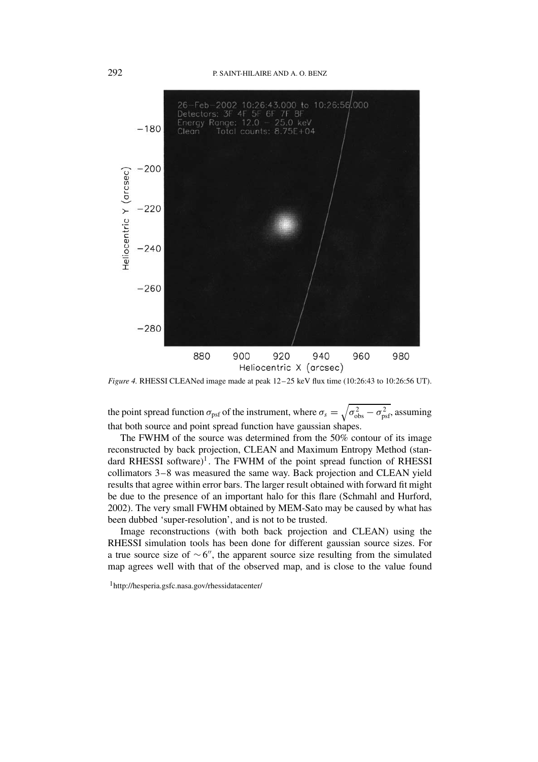*Figure 4.* RHESSI CLEANed image made at peak 12–25 keV flux time (10:26:43 to 10:26:56 UT).

the point spread function $\sigma_{\rm psf}$ of the instrument, where $\sigma_s = \sqrt{\sigma_{\rm obs}^2 - \sigma_{\rm psf}^2}$, assuming that both source and point spread function have gaussian shapes.

The FWHM of the source was determined from the 50% contour of its image reconstructed by back projection, CLEAN and Maximum Entropy Method (standard RHESSI software)[1]. The FWHM of the point spread function of RHESSI collimators 3–8 was measured the same way. Back projection and CLEAN yield results that agree within error bars. The larger result obtained with forward fit might be due to the presence of an important halo for this flare (Schmahl and Hurford, 2002). The very small FWHM obtained by MEM-Sato may be caused by what has been dubbed 'super-resolution', and is not to be trusted.

Image reconstructions (with both back projection and CLEAN) using the RHESSI simulation tools has been done for different gaussian source sizes. For a true source size of $\sim 6''$, the apparent source size resulting from the simulated map agrees well with that of the observed map, and is close to the value found

[1] http://hesperia.gsfc.nasa.gov/rhessidatacenter/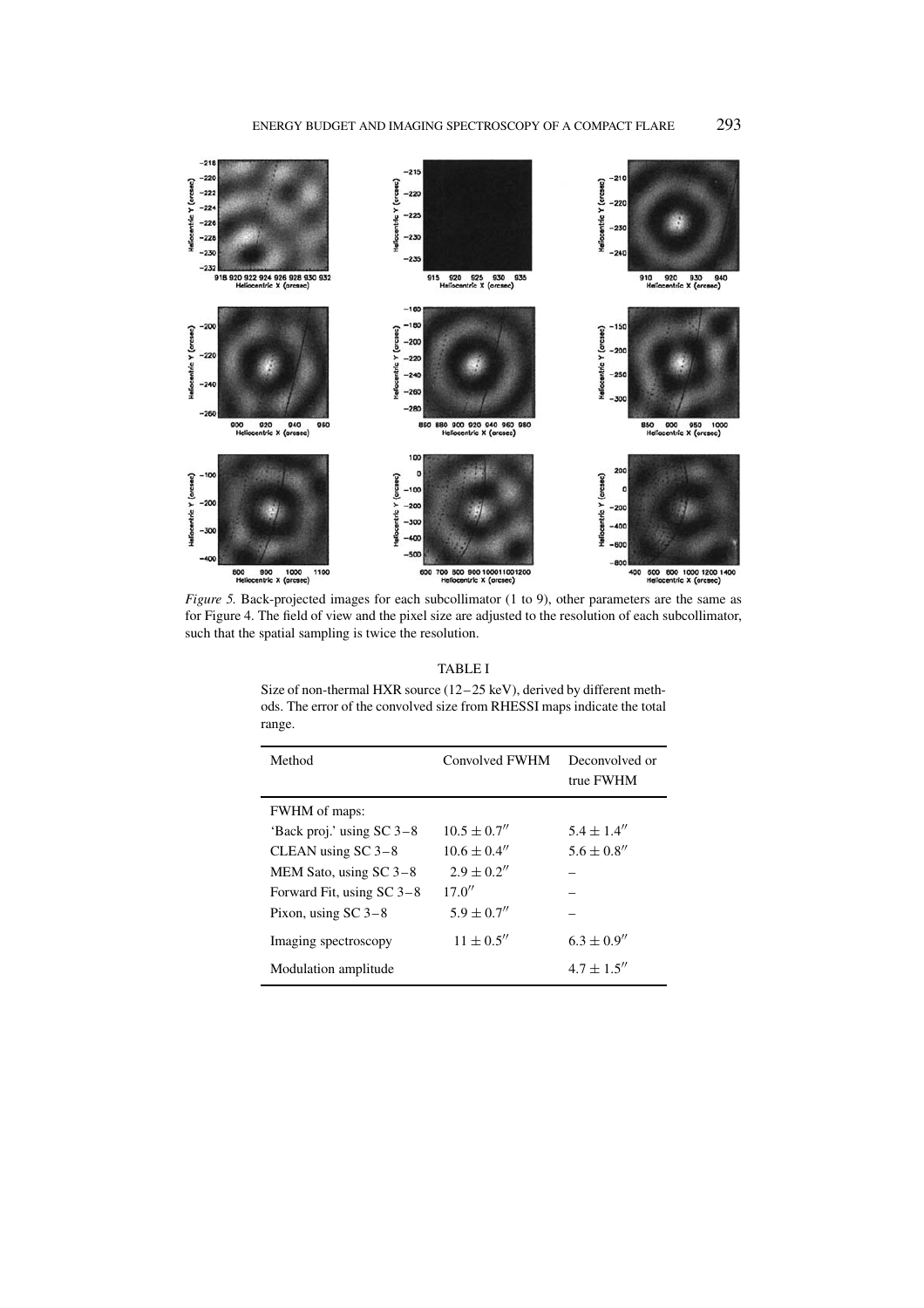*Figure 5.* Back-projected images for each subcollimator (1 to 9), other parameters are the same as for Figure 4. The field of view and the pixel size are adjusted to the resolution of each subcollimator, such that the spatial sampling is twice the resolution.

TABLE I

Size of non-thermal HXR source (12–25 keV), derived by different methods. The error of the convolved size from RHESSI maps indicate the total range.

| Method | Convolved FWHM | Deconvolved or true FWHM |
|---|---|---|
| FWHM of maps: | | |
| 'Back proj.' using SC 3–8 | $10.5 \pm 0.7''$ | $5.4 \pm 1.4''$ |
| CLEAN using SC 3–8 | $10.6 \pm 0.4''$ | $5.6 \pm 0.8''$ |
| MEM Sato, using SC 3–8 | $2.9 \pm 0.2''$ | – |
| Forward Fit, using SC 3–8 | $17.0''$ | – |
| Pixon, using SC 3–8 | $5.9 \pm 0.7''$ | – |
| Imaging spectroscopy | $11 \pm 0.5''$ | $6.3 \pm 0.9''$ |
| Modulation amplitude | | $4.7 \pm 1.5''$ |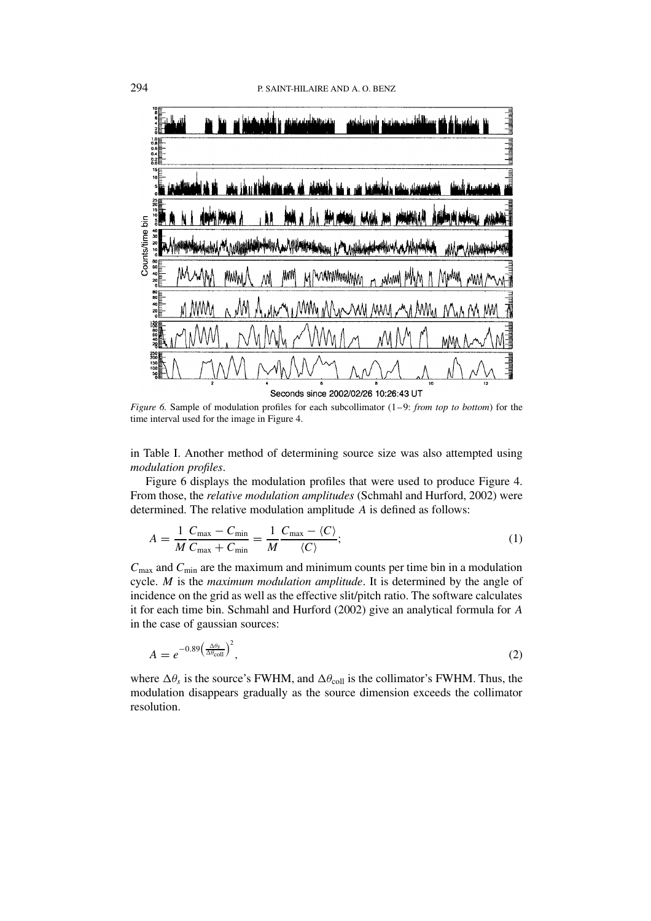*Figure 6.* Sample of modulation profiles for each subcollimator (1–9: *from top to bottom*) for the time interval used for the image in Figure 4.

in Table I. Another method of determining source size was also attempted using *modulation profiles*.

Figure 6 displays the modulation profiles that were used to produce Figure 4. From those, the *relative modulation amplitudes* (Schmahl and Hurford, 2002) were determined. The relative modulation amplitude $A$ is defined as follows:

$$A = \frac{1}{M}\frac{C_{\max} - C_{\min}}{C_{\max} + C_{\min}} = \frac{1}{M}\frac{C_{\max} - \langle C \rangle}{\langle C \rangle}; \tag{1}$$

$C_{\max}$ and $C_{\min}$ are the maximum and minimum counts per time bin in a modulation cycle. $M$ is the *maximum modulation amplitude*. It is determined by the angle of incidence on the grid as well as the effective slit/pitch ratio. The software calculates it for each time bin. Schmahl and Hurford (2002) give an analytical formula for $A$ in the case of gaussian sources:

$$A = e^{-0.89\left(\frac{\Delta\theta_s}{\Delta\theta_{\text{coll}}}\right)^2}, \tag{2}$$

where $\Delta\theta_s$ is the source's FWHM, and $\Delta\theta_{\text{coll}}$ is the collimator's FWHM. Thus, the modulation disappears gradually as the source dimension exceeds the collimator resolution.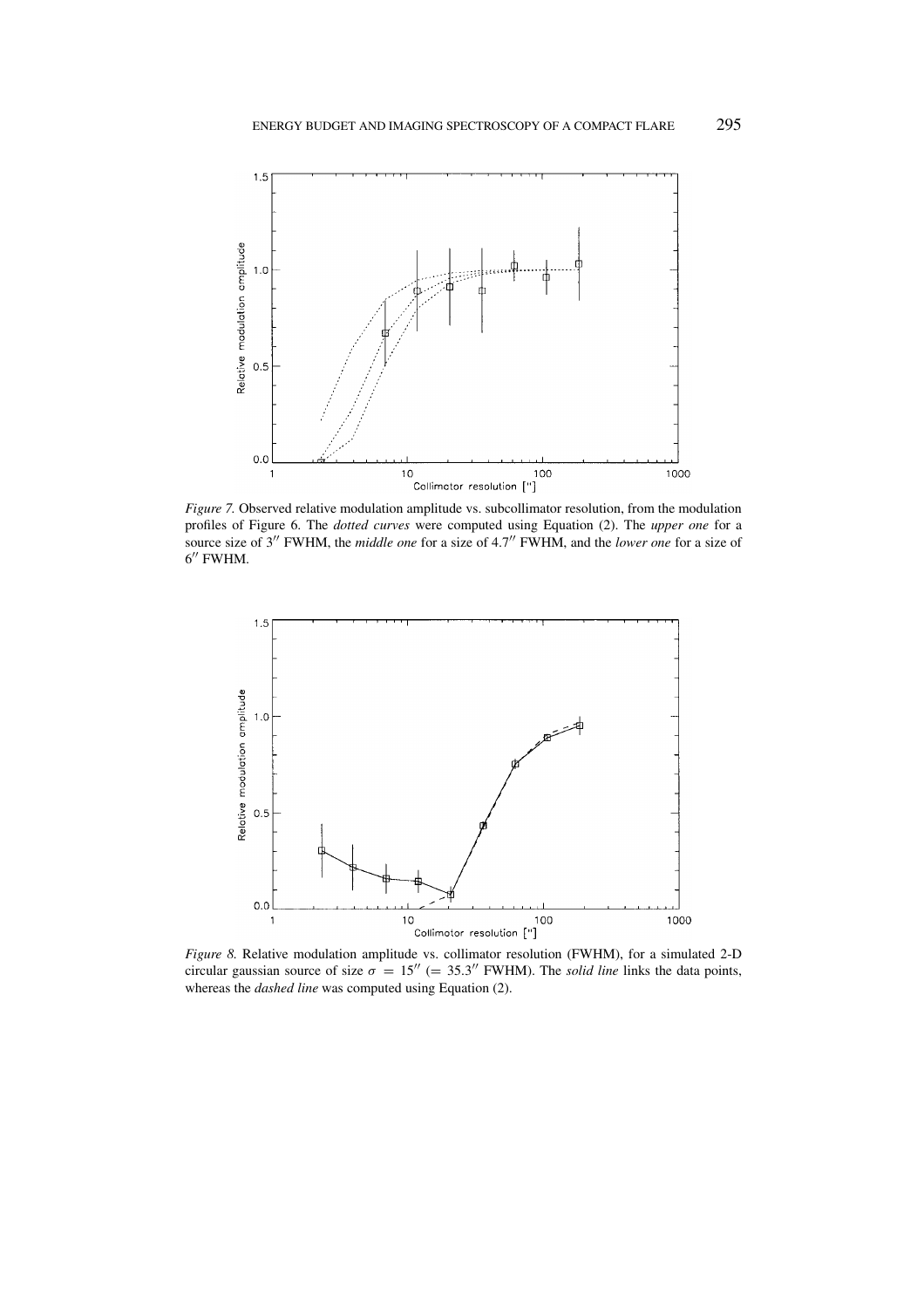*Figure 7.* Observed relative modulation amplitude vs. subcollimator resolution, from the modulation profiles of Figure 6. The *dotted curves* were computed using Equation (2). The *upper one* for a source size of 3″ FWHM, the *middle one* for a size of 4.7″ FWHM, and the *lower one* for a size of 6″ FWHM.

*Figure 8.* Relative modulation amplitude vs. collimator resolution (FWHM), for a simulated 2-D circular gaussian source of size $\sigma = 15''$ ($= 35.3''$ FWHM). The *solid line* links the data points, whereas the *dashed line* was computed using Equation (2).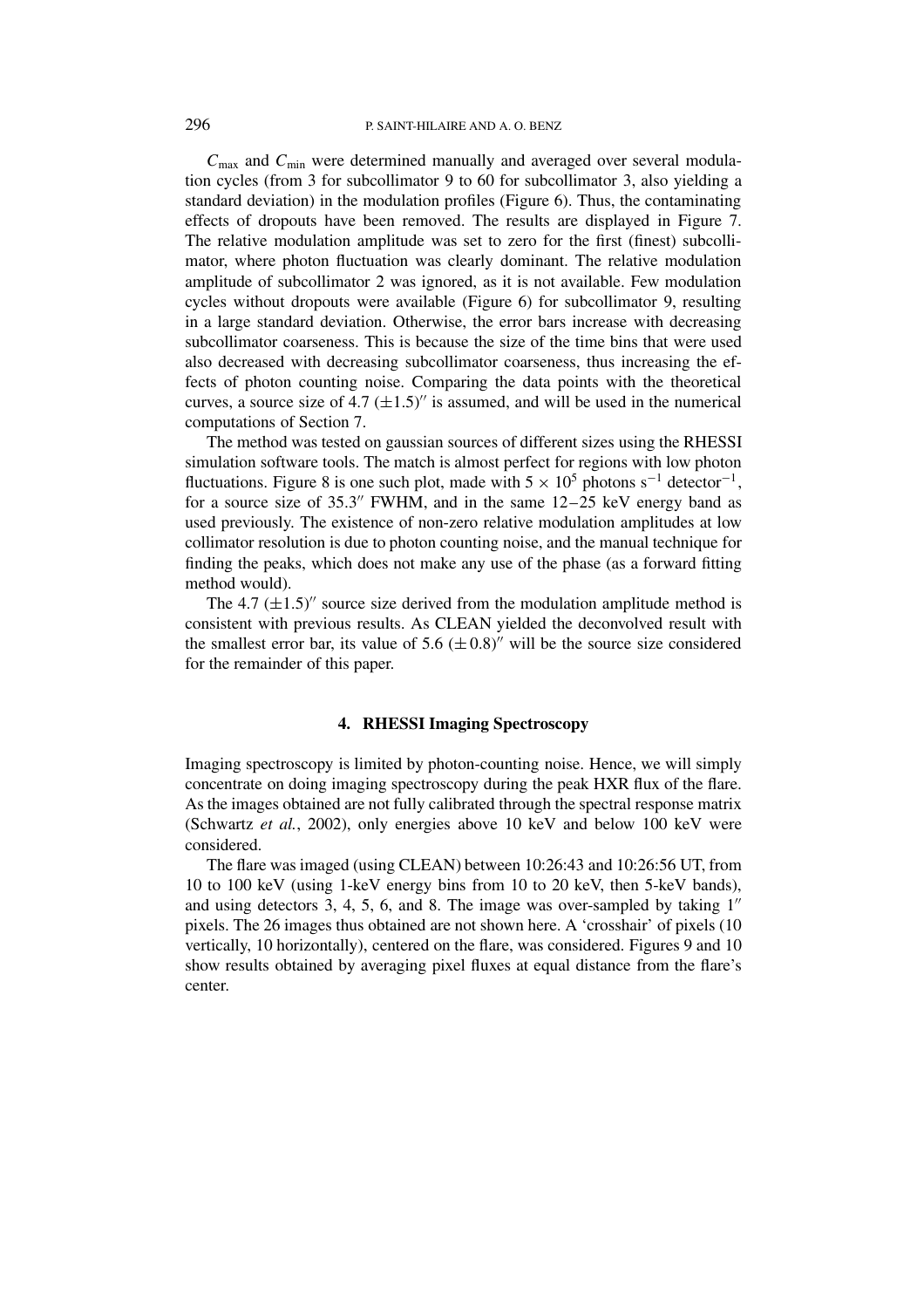$C_{max}$ and $C_{min}$ were determined manually and averaged over several modulation cycles (from 3 for subcollimator 9 to 60 for subcollimator 3, also yielding a standard deviation) in the modulation profiles (Figure 6). Thus, the contaminating effects of dropouts have been removed. The results are displayed in Figure 7. The relative modulation amplitude was set to zero for the first (finest) subcollimator, where photon fluctuation was clearly dominant. The relative modulation amplitude of subcollimator 2 was ignored, as it is not available. Few modulation cycles without dropouts were available (Figure 6) for subcollimator 9, resulting in a large standard deviation. Otherwise, the error bars increase with decreasing subcollimator coarseness. This is because the size of the time bins that were used also decreased with decreasing subcollimator coarseness, thus increasing the effects of photon counting noise. Comparing the data points with the theoretical curves, a source size of 4.7 $(\pm 1.5)''$ is assumed, and will be used in the numerical computations of Section 7.

The method was tested on gaussian sources of different sizes using the RHESSI simulation software tools. The match is almost perfect for regions with low photon fluctuations. Figure 8 is one such plot, made with $5 \times 10^5$ photons s$^{-1}$ detector$^{-1}$, for a source size of 35.3$''$ FWHM, and in the same 12–25 keV energy band as used previously. The existence of non-zero relative modulation amplitudes at low collimator resolution is due to photon counting noise, and the manual technique for finding the peaks, which does not make any use of the phase (as a forward fitting method would).

The 4.7 $(\pm 1.5)''$ source size derived from the modulation amplitude method is consistent with previous results. As CLEAN yielded the deconvolved result with the smallest error bar, its value of 5.6 $(\pm 0.8)''$ will be the source size considered for the remainder of this paper.

## 4. RHESSI Imaging Spectroscopy

Imaging spectroscopy is limited by photon-counting noise. Hence, we will simply concentrate on doing imaging spectroscopy during the peak HXR flux of the flare. As the images obtained are not fully calibrated through the spectral response matrix (Schwartz *et al.*, 2002), only energies above 10 keV and below 100 keV were considered.

The flare was imaged (using CLEAN) between 10:26:43 and 10:26:56 UT, from 10 to 100 keV (using 1-keV energy bins from 10 to 20 keV, then 5-keV bands), and using detectors 3, 4, 5, 6, and 8. The image was over-sampled by taking 1$''$ pixels. The 26 images thus obtained are not shown here. A 'crosshair' of pixels (10 vertically, 10 horizontally), centered on the flare, was considered. Figures 9 and 10 show results obtained by averaging pixel fluxes at equal distance from the flare's center.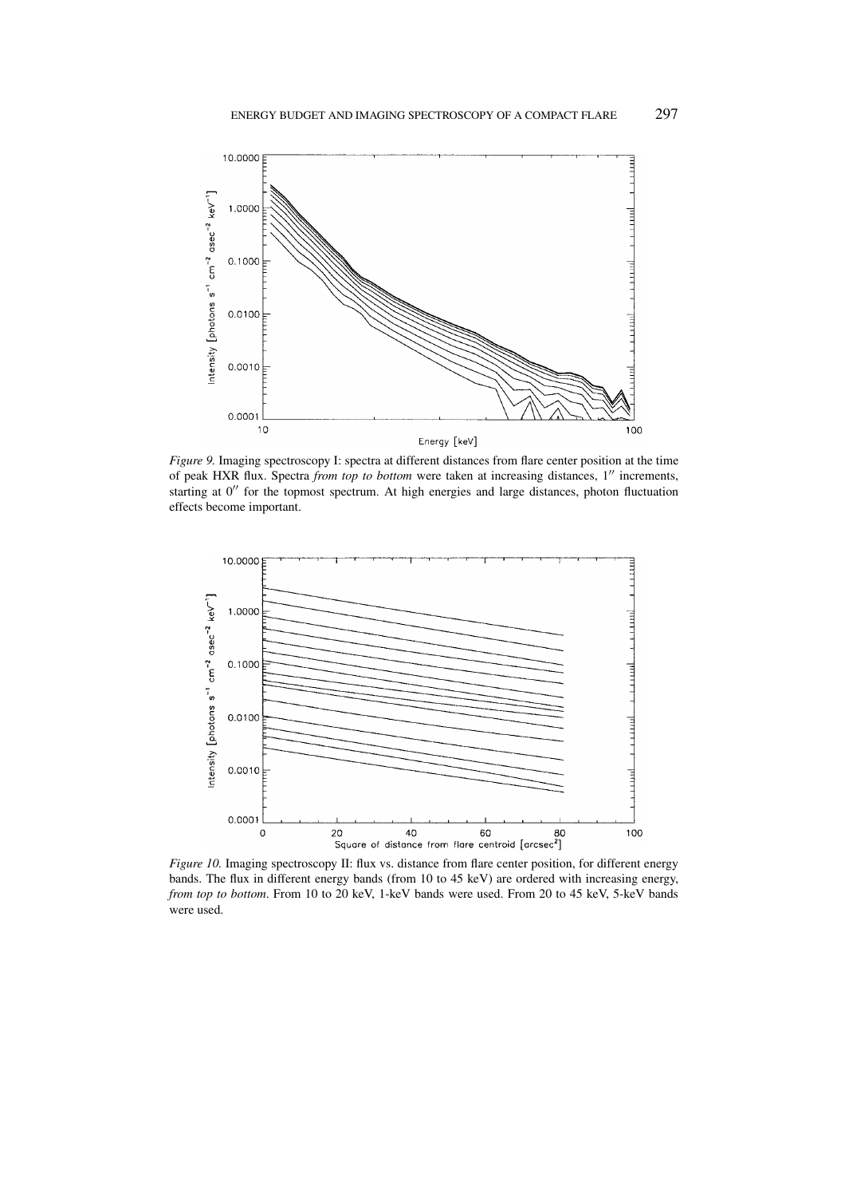*Figure 9.* Imaging spectroscopy I: spectra at different distances from flare center position at the time of peak HXR flux. Spectra *from top to bottom* were taken at increasing distances, 1″ increments, starting at 0″ for the topmost spectrum. At high energies and large distances, photon fluctuation effects become important.

*Figure 10.* Imaging spectroscopy II: flux vs. distance from flare center position, for different energy bands. The flux in different energy bands (from 10 to 45 keV) are ordered with increasing energy, *from top to bottom*. From 10 to 20 keV, 1-keV bands were used. From 20 to 45 keV, 5-keV bands were used.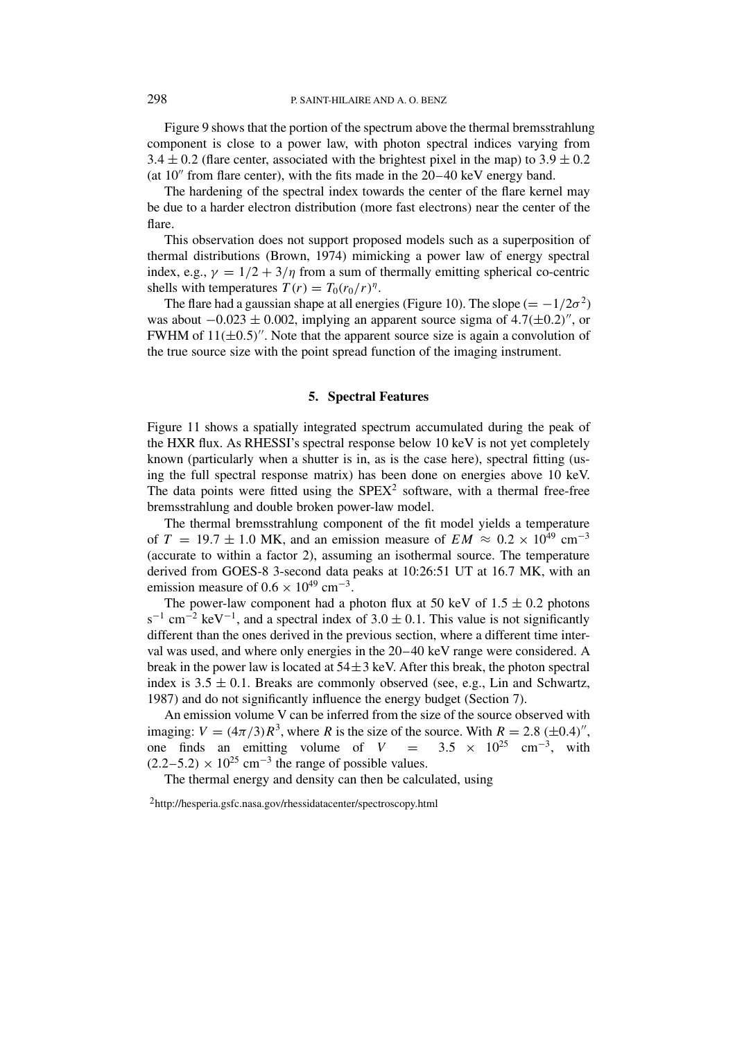Figure 9 shows that the portion of the spectrum above the thermal bremsstrahlung component is close to a power law, with photon spectral indices varying from $3.4 \pm 0.2$ (flare center, associated with the brightest pixel in the map) to $3.9 \pm 0.2$ (at $10''$ from flare center), with the fits made in the 20–40 keV energy band.

The hardening of the spectral index towards the center of the flare kernel may be due to a harder electron distribution (more fast electrons) near the center of the flare.

This observation does not support proposed models such as a superposition of thermal distributions (Brown, 1974) mimicking a power law of energy spectral index, e.g., $\gamma = 1/2 + 3/\eta$ from a sum of thermally emitting spherical co-centric shells with temperatures $T(r) = T_0(r_0/r)^\eta$.

The flare had a gaussian shape at all energies (Figure 10). The slope ($= -1/2\sigma^2$) was about $-0.023 \pm 0.002$, implying an apparent source sigma of $4.7(\pm 0.2)''$, or FWHM of $11(\pm 0.5)''$. Note that the apparent source size is again a convolution of the true source size with the point spread function of the imaging instrument.

## 5. Spectral Features

Figure 11 shows a spatially integrated spectrum accumulated during the peak of the HXR flux. As RHESSI's spectral response below 10 keV is not yet completely known (particularly when a shutter is in, as is the case here), spectral fitting (using the full spectral response matrix) has been done on energies above 10 keV. The data points were fitted using the SPEX[2] software, with a thermal free-free bremsstrahlung and double broken power-law model.

The thermal bremsstrahlung component of the fit model yields a temperature of $T = 19.7 \pm 1.0$ MK, and an emission measure of $EM \approx 0.2 \times 10^{49}$ cm$^{-3}$ (accurate to within a factor 2), assuming an isothermal source. The temperature derived from GOES-8 3-second data peaks at 10:26:51 UT at 16.7 MK, with an emission measure of $0.6 \times 10^{49}$ cm$^{-3}$.

The power-law component had a photon flux at 50 keV of $1.5 \pm 0.2$ photons s$^{-1}$ cm$^{-2}$ keV$^{-1}$, and a spectral index of $3.0 \pm 0.1$. This value is not significantly different than the ones derived in the previous section, where a different time interval was used, and where only energies in the 20–40 keV range were considered. A break in the power law is located at $54 \pm 3$ keV. After this break, the photon spectral index is $3.5 \pm 0.1$. Breaks are commonly observed (see, e.g., Lin and Schwartz, 1987) and do not significantly influence the energy budget (Section 7).

An emission volume V can be inferred from the size of the source observed with imaging: $V = (4\pi/3)R^3$, where $R$ is the size of the source. With $R = 2.8\ (\pm 0.4)''$, one finds an emitting volume of $V = 3.5 \times 10^{25}$ cm$^{-3}$, with $(2.2–5.2) \times 10^{25}$ cm$^{-3}$ the range of possible values.

The thermal energy and density can then be calculated, using

[2] http://hesperia.gsfc.nasa.gov/rhessidatacenter/spectroscopy.html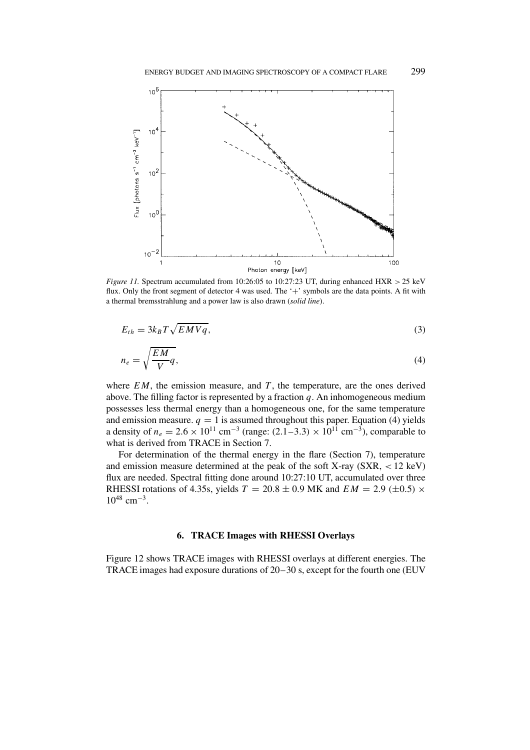*Figure 11.* Spectrum accumulated from 10:26:05 to 10:27:23 UT, during enhanced HXR > 25 keV flux. Only the front segment of detector 4 was used. The '+' symbols are the data points. A fit with a thermal bremsstrahlung and a power law is also drawn (*solid line*).

$$E_{th} = 3k_B T \sqrt{EMVq}, \tag{3}$$

$$n_e = \sqrt{\frac{EM}{V}q}, \tag{4}$$

where $EM$, the emission measure, and $T$, the temperature, are the ones derived above. The filling factor is represented by a fraction $q$. An inhomogeneous medium possesses less thermal energy than a homogeneous one, for the same temperature and emission measure. $q = 1$ is assumed throughout this paper. Equation (4) yields a density of $n_e = 2.6 \times 10^{11}$ cm$^{-3}$ (range: $(2.1\text{–}3.3) \times 10^{11}$ cm$^{-3}$), comparable to what is derived from TRACE in Section 7.

For determination of the thermal energy in the flare (Section 7), temperature and emission measure determined at the peak of the soft X-ray (SXR, < 12 keV) flux are needed. Spectral fitting done around 10:27:10 UT, accumulated over three RHESSI rotations of 4.35s, yields $T = 20.8 \pm 0.9$ MK and $EM = 2.9\ (\pm 0.5) \times 10^{48}$ cm$^{-3}$.

## 6. TRACE Images with RHESSI Overlays

Figure 12 shows TRACE images with RHESSI overlays at different energies. The TRACE images had exposure durations of 20–30 s, except for the fourth one (EUV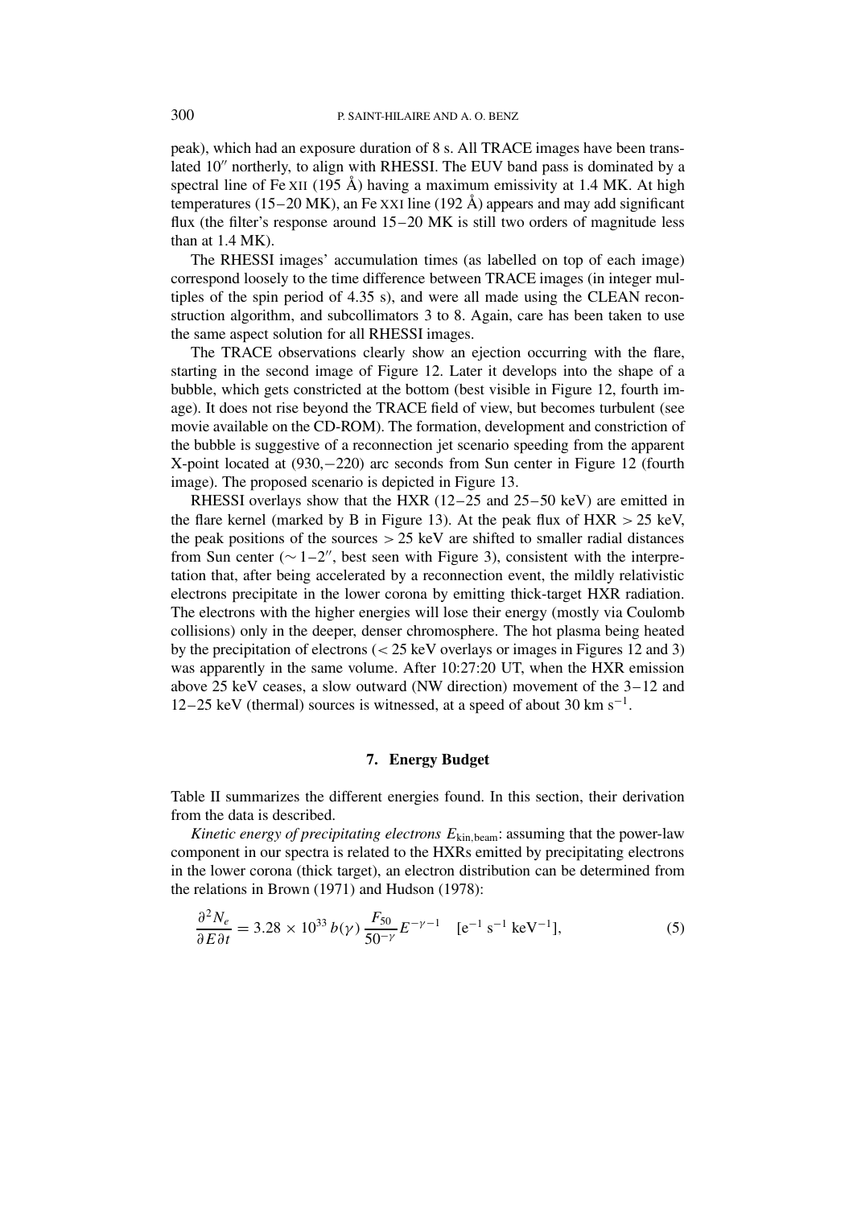peak), which had an exposure duration of 8 s. All TRACE images have been translated 10″ northerly, to align with RHESSI. The EUV band pass is dominated by a spectral line of Fe XII (195 Å) having a maximum emissivity at 1.4 MK. At high temperatures (15–20 MK), an Fe XXI line (192 Å) appears and may add significant flux (the filter's response around 15–20 MK is still two orders of magnitude less than at 1.4 MK).

The RHESSI images' accumulation times (as labelled on top of each image) correspond loosely to the time difference between TRACE images (in integer multiples of the spin period of 4.35 s), and were all made using the CLEAN reconstruction algorithm, and subcollimators 3 to 8. Again, care has been taken to use the same aspect solution for all RHESSI images.

The TRACE observations clearly show an ejection occurring with the flare, starting in the second image of Figure 12. Later it develops into the shape of a bubble, which gets constricted at the bottom (best visible in Figure 12, fourth image). It does not rise beyond the TRACE field of view, but becomes turbulent (see movie available on the CD-ROM). The formation, development and constriction of the bubble is suggestive of a reconnection jet scenario speeding from the apparent X-point located at (930, −220) arc seconds from Sun center in Figure 12 (fourth image). The proposed scenario is depicted in Figure 13.

RHESSI overlays show that the HXR (12–25 and 25–50 keV) are emitted in the flare kernel (marked by B in Figure 13). At the peak flux of HXR > 25 keV, the peak positions of the sources > 25 keV are shifted to smaller radial distances from Sun center (∼ 1–2″, best seen with Figure 3), consistent with the interpretation that, after being accelerated by a reconnection event, the mildly relativistic electrons precipitate in the lower corona by emitting thick-target HXR radiation. The electrons with the higher energies will lose their energy (mostly via Coulomb collisions) only in the deeper, denser chromosphere. The hot plasma being heated by the precipitation of electrons (< 25 keV overlays or images in Figures 12 and 3) was apparently in the same volume. After 10:27:20 UT, when the HXR emission above 25 keV ceases, a slow outward (NW direction) movement of the 3–12 and 12–25 keV (thermal) sources is witnessed, at a speed of about 30 km s$^{-1}$.

## 7. Energy Budget

Table II summarizes the different energies found. In this section, their derivation from the data is described.

*Kinetic energy of precipitating electrons* $E_{\mathrm{kin,beam}}$: assuming that the power-law component in our spectra is related to the HXRs emitted by precipitating electrons in the lower corona (thick target), an electron distribution can be determined from the relations in Brown (1971) and Hudson (1978):

$$\frac{\partial^2 N_e}{\partial E \partial t} = 3.28 \times 10^{33}\, b(\gamma)\, \frac{F_{50}}{50^{-\gamma}} E^{-\gamma-1} \quad [\mathrm{e^{-1}\ s^{-1}\ keV^{-1}}], \tag{5}$$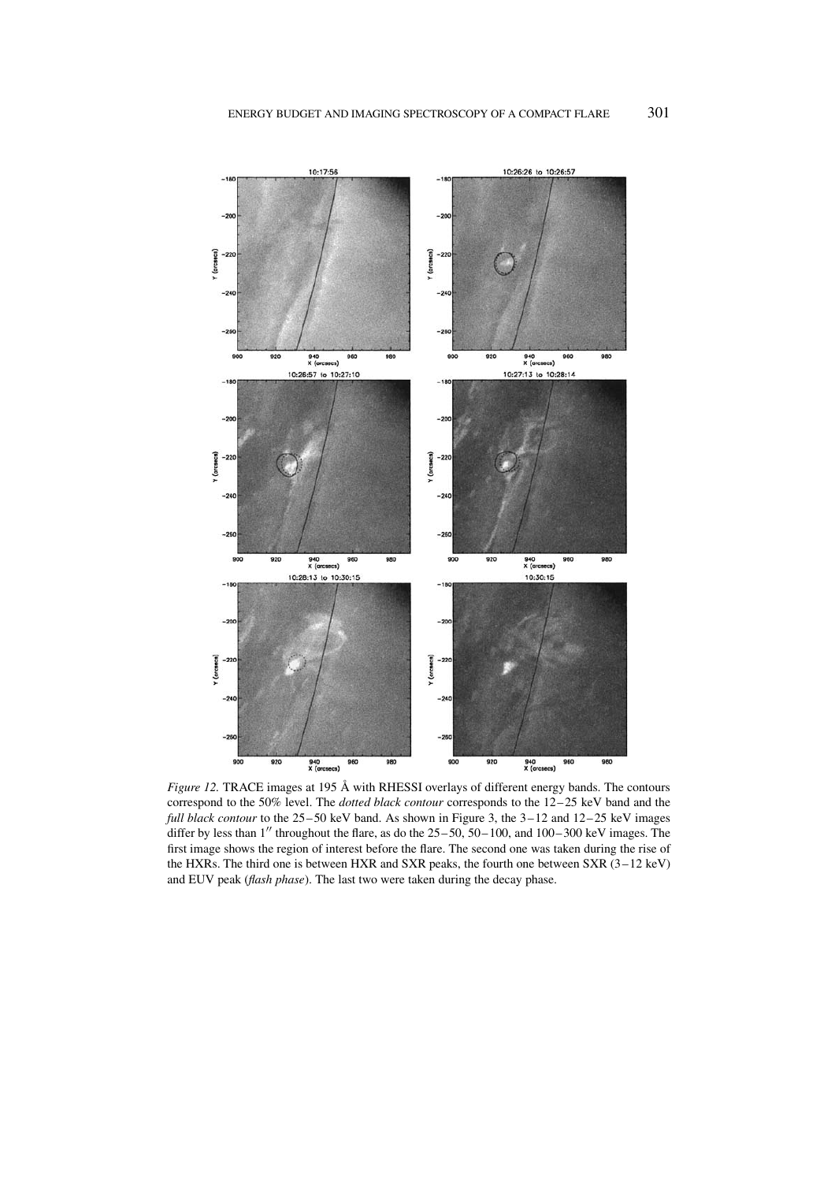*Figure 12.* TRACE images at 195 Å with RHESSI overlays of different energy bands. The contours correspond to the 50% level. The *dotted black contour* corresponds to the 12–25 keV band and the *full black contour* to the 25–50 keV band. As shown in Figure 3, the 3–12 and 12–25 keV images differ by less than $1''$ throughout the flare, as do the 25–50, 50–100, and 100–300 keV images. The first image shows the region of interest before the flare. The second one was taken during the rise of the HXRs. The third one is between HXR and SXR peaks, the fourth one between SXR (3–12 keV) and EUV peak (*flash phase*). The last two were taken during the decay phase.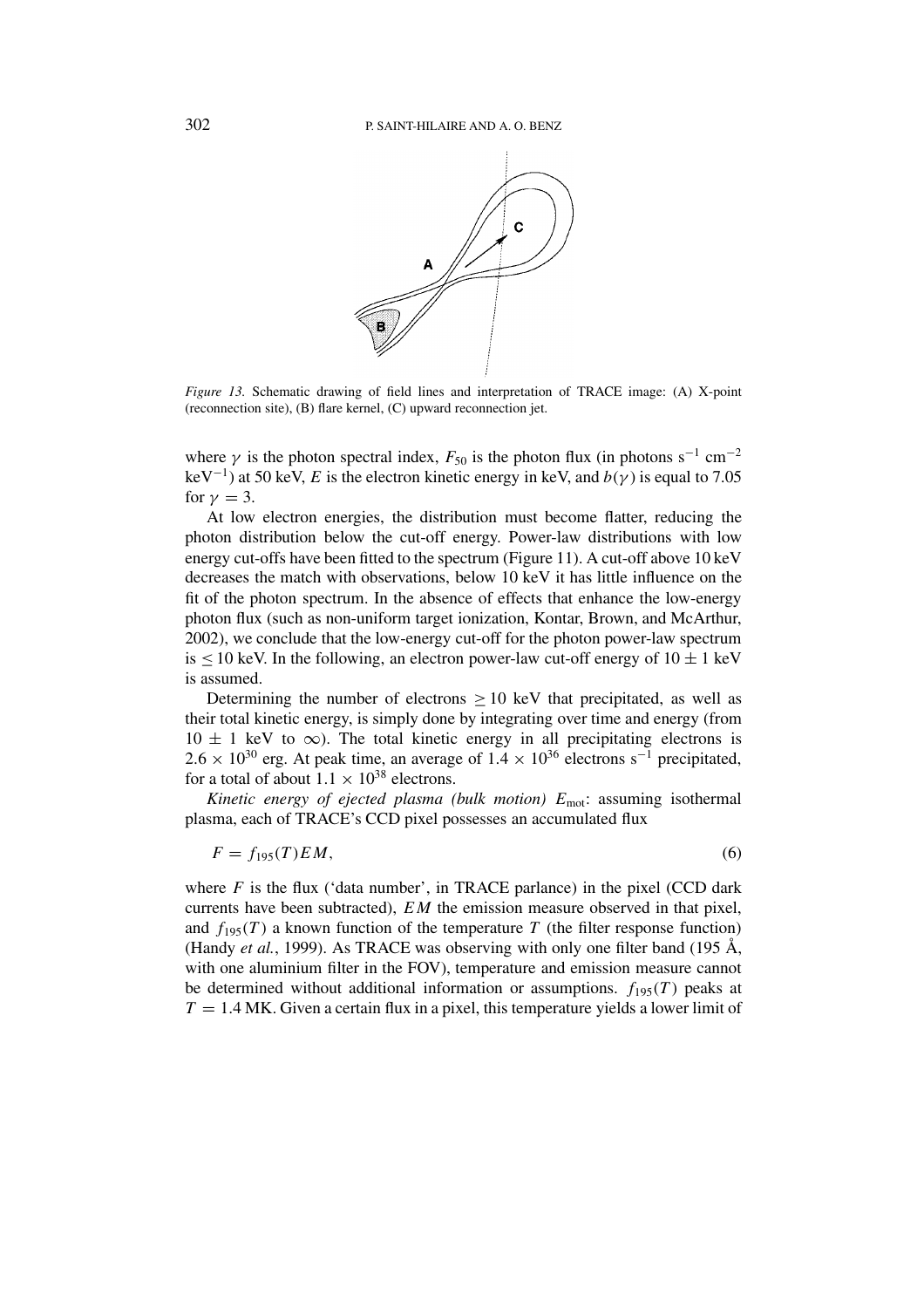*Figure 13.* Schematic drawing of field lines and interpretation of TRACE image: (A) X-point (reconnection site), (B) flare kernel, (C) upward reconnection jet.

where $\gamma$ is the photon spectral index, $F_{50}$ is the photon flux (in photons s$^{-1}$ cm$^{-2}$ keV$^{-1}$) at 50 keV, $E$ is the electron kinetic energy in keV, and $b(\gamma)$ is equal to 7.05 for $\gamma = 3$.

At low electron energies, the distribution must become flatter, reducing the photon distribution below the cut-off energy. Power-law distributions with low energy cut-offs have been fitted to the spectrum (Figure 11). A cut-off above 10 keV decreases the match with observations, below 10 keV it has little influence on the fit of the photon spectrum. In the absence of effects that enhance the low-energy photon flux (such as non-uniform target ionization, Kontar, Brown, and McArthur, 2002), we conclude that the low-energy cut-off for the photon power-law spectrum is $\leq 10$ keV. In the following, an electron power-law cut-off energy of $10 \pm 1$ keV is assumed.

Determining the number of electrons $\geq 10$ keV that precipitated, as well as their total kinetic energy, is simply done by integrating over time and energy (from $10 \pm 1$ keV to $\infty$). The total kinetic energy in all precipitating electrons is $2.6 \times 10^{30}$ erg. At peak time, an average of $1.4 \times 10^{36}$ electrons s$^{-1}$ precipitated, for a total of about $1.1 \times 10^{38}$ electrons.

*Kinetic energy of ejected plasma (bulk motion)* $E_{\mathrm{mot}}$: assuming isothermal plasma, each of TRACE's CCD pixel possesses an accumulated flux

$$F = f_{195}(T) EM, \tag{6}$$

where $F$ is the flux ('data number', in TRACE parlance) in the pixel (CCD dark currents have been subtracted), $EM$ the emission measure observed in that pixel, and $f_{195}(T)$ a known function of the temperature $T$ (the filter response function) (Handy *et al.*, 1999). As TRACE was observing with only one filter band (195 Å, with one aluminium filter in the FOV), temperature and emission measure cannot be determined without additional information or assumptions. $f_{195}(T)$ peaks at $T = 1.4$ MK. Given a certain flux in a pixel, this temperature yields a lower limit of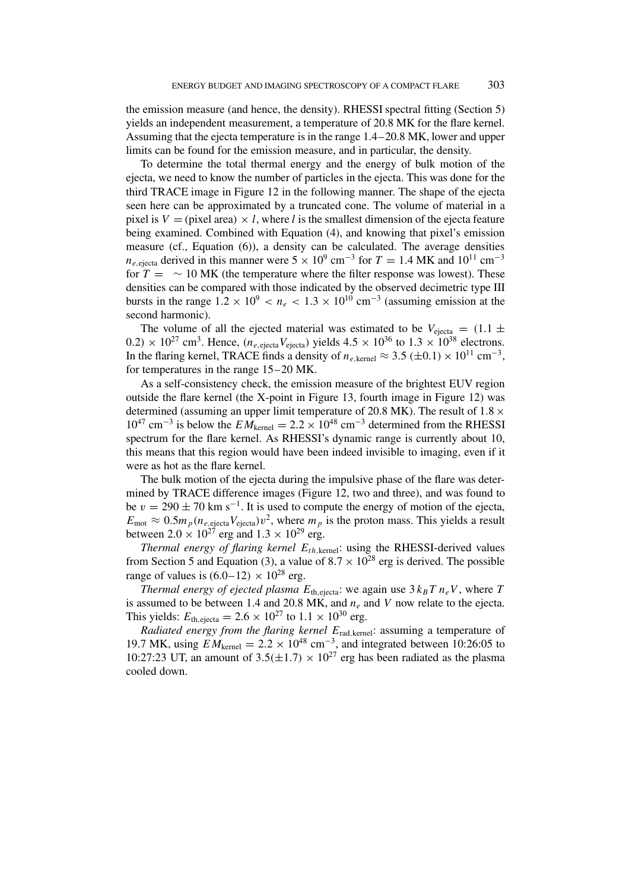the emission measure (and hence, the density). RHESSI spectral fitting (Section 5) yields an independent measurement, a temperature of 20.8 MK for the flare kernel. Assuming that the ejecta temperature is in the range 1.4–20.8 MK, lower and upper limits can be found for the emission measure, and in particular, the density.

To determine the total thermal energy and the energy of bulk motion of the ejecta, we need to know the number of particles in the ejecta. This was done for the third TRACE image in Figure 12 in the following manner. The shape of the ejecta seen here can be approximated by a truncated cone. The volume of material in a pixel is $V =$ (pixel area) $\times\, l$, where $l$ is the smallest dimension of the ejecta feature being examined. Combined with Equation (4), and knowing that pixel's emission measure (cf., Equation (6)), a density can be calculated. The average densities $n_{e,\mathrm{ejecta}}$ derived in this manner were $5 \times 10^{9}$ cm$^{-3}$ for $T = 1.4$ MK and $10^{11}$ cm$^{-3}$ for $T = \ \sim 10$ MK (the temperature where the filter response was lowest). These densities can be compared with those indicated by the observed decimetric type III bursts in the range $1.2 \times 10^{9} < n_e < 1.3 \times 10^{10}$ cm$^{-3}$ (assuming emission at the second harmonic).

The volume of all the ejected material was estimated to be $V_{\mathrm{ejecta}} = (1.1 \pm 0.2) \times 10^{27}$ cm$^{3}$. Hence, $(n_{e,\mathrm{ejecta}} V_{\mathrm{ejecta}})$ yields $4.5 \times 10^{36}$ to $1.3 \times 10^{38}$ electrons. In the flaring kernel, TRACE finds a density of $n_{e,\mathrm{kernel}} \approx 3.5\ (\pm 0.1) \times 10^{11}$ cm$^{-3}$, for temperatures in the range 15–20 MK.

As a self-consistency check, the emission measure of the brightest EUV region outside the flare kernel (the X-point in Figure 13, fourth image in Figure 12) was determined (assuming an upper limit temperature of 20.8 MK). The result of $1.8 \times 10^{47}$ cm$^{-3}$ is below the $EM_{\mathrm{kernel}} = 2.2 \times 10^{48}$ cm$^{-3}$ determined from the RHESSI spectrum for the flare kernel. As RHESSI's dynamic range is currently about 10, this means that this region would have been indeed invisible to imaging, even if it were as hot as the flare kernel.

The bulk motion of the ejecta during the impulsive phase of the flare was determined by TRACE difference images (Figure 12, two and three), and was found to be $v = 290 \pm 70$ km s$^{-1}$. It is used to compute the energy of motion of the ejecta, $E_{\mathrm{mot}} \approx 0.5 m_p (n_{e,\mathrm{ejecta}} V_{\mathrm{ejecta}}) v^2$, where $m_p$ is the proton mass. This yields a result between $2.0 \times 10^{27}$ erg and $1.3 \times 10^{29}$ erg.

*Thermal energy of flaring kernel* $E_{th,\mathrm{kernel}}$: using the RHESSI-derived values from Section 5 and Equation (3), a value of $8.7 \times 10^{28}$ erg is derived. The possible range of values is $(6.0–12) \times 10^{28}$ erg.

*Thermal energy of ejected plasma* $E_{\mathrm{th,ejecta}}$: we again use $3 k_B T\, n_e V$, where $T$ is assumed to be between 1.4 and 20.8 MK, and $n_e$ and $V$ now relate to the ejecta. This yields: $E_{\mathrm{th,ejecta}} = 2.6 \times 10^{27}$ to $1.1 \times 10^{30}$ erg.

*Radiated energy from the flaring kernel* $E_{\mathrm{rad,kernel}}$: assuming a temperature of 19.7 MK, using $EM_{\mathrm{kernel}} = 2.2 \times 10^{48}$ cm$^{-3}$, and integrated between 10:26:05 to 10:27:23 UT, an amount of $3.5(\pm 1.7) \times 10^{27}$ erg has been radiated as the plasma cooled down.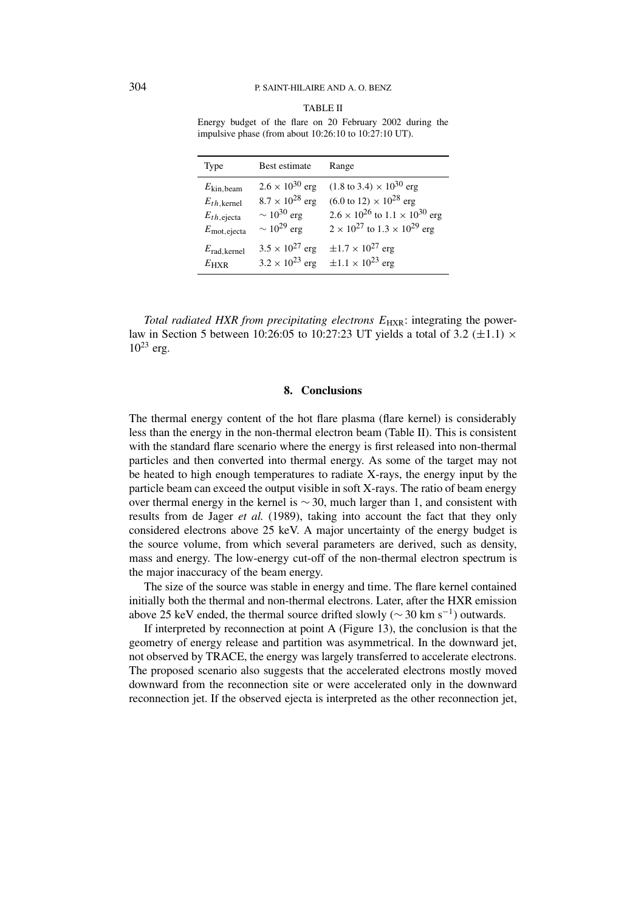TABLE II

Energy budget of the flare on 20 February 2002 during the impulsive phase (from about 10:26:10 to 10:27:10 UT).

| Type | Best estimate | Range |
|---|---|---|
| $E_{\mathrm{kin,beam}}$ | $2.6 \times 10^{30}$ erg | $(1.8$ to $3.4) \times 10^{30}$ erg |
| $E_{th,\mathrm{kernel}}$ | $8.7 \times 10^{28}$ erg | $(6.0$ to $12) \times 10^{28}$ erg |
| $E_{th,\mathrm{ejecta}}$ | $\sim 10^{30}$ erg | $2.6 \times 10^{26}$ to $1.1 \times 10^{30}$ erg |
| $E_{\mathrm{mot,ejecta}}$ | $\sim 10^{29}$ erg | $2 \times 10^{27}$ to $1.3 \times 10^{29}$ erg |
| $E_{\mathrm{rad,kernel}}$ | $3.5 \times 10^{27}$ erg | $\pm 1.7 \times 10^{27}$ erg |
| $E_{\mathrm{HXR}}$ | $3.2 \times 10^{23}$ erg | $\pm 1.1 \times 10^{23}$ erg |

*Total radiated HXR from precipitating electrons* $E_{\mathrm{HXR}}$: integrating the power-law in Section 5 between 10:26:05 to 10:27:23 UT yields a total of $3.2\ (\pm 1.1) \times 10^{23}$ erg.

## 8. Conclusions

The thermal energy content of the hot flare plasma (flare kernel) is considerably less than the energy in the non-thermal electron beam (Table II). This is consistent with the standard flare scenario where the energy is first released into non-thermal particles and then converted into thermal energy. As some of the target may not be heated to high enough temperatures to radiate X-rays, the energy input by the particle beam can exceed the output visible in soft X-rays. The ratio of beam energy over thermal energy in the kernel is $\sim 30$, much larger than 1, and consistent with results from de Jager *et al.* (1989), taking into account the fact that they only considered electrons above 25 keV. A major uncertainty of the energy budget is the source volume, from which several parameters are derived, such as density, mass and energy. The low-energy cut-off of the non-thermal electron spectrum is the major inaccuracy of the beam energy.

The size of the source was stable in energy and time. The flare kernel contained initially both the thermal and non-thermal electrons. Later, after the HXR emission above 25 keV ended, the thermal source drifted slowly ($\sim 30$ km s$^{-1}$) outwards.

If interpreted by reconnection at point A (Figure 13), the conclusion is that the geometry of energy release and partition was asymmetrical. In the downward jet, not observed by TRACE, the energy was largely transferred to accelerate electrons. The proposed scenario also suggests that the accelerated electrons mostly moved downward from the reconnection site or were accelerated only in the downward reconnection jet. If the observed ejecta is interpreted as the other reconnection jet,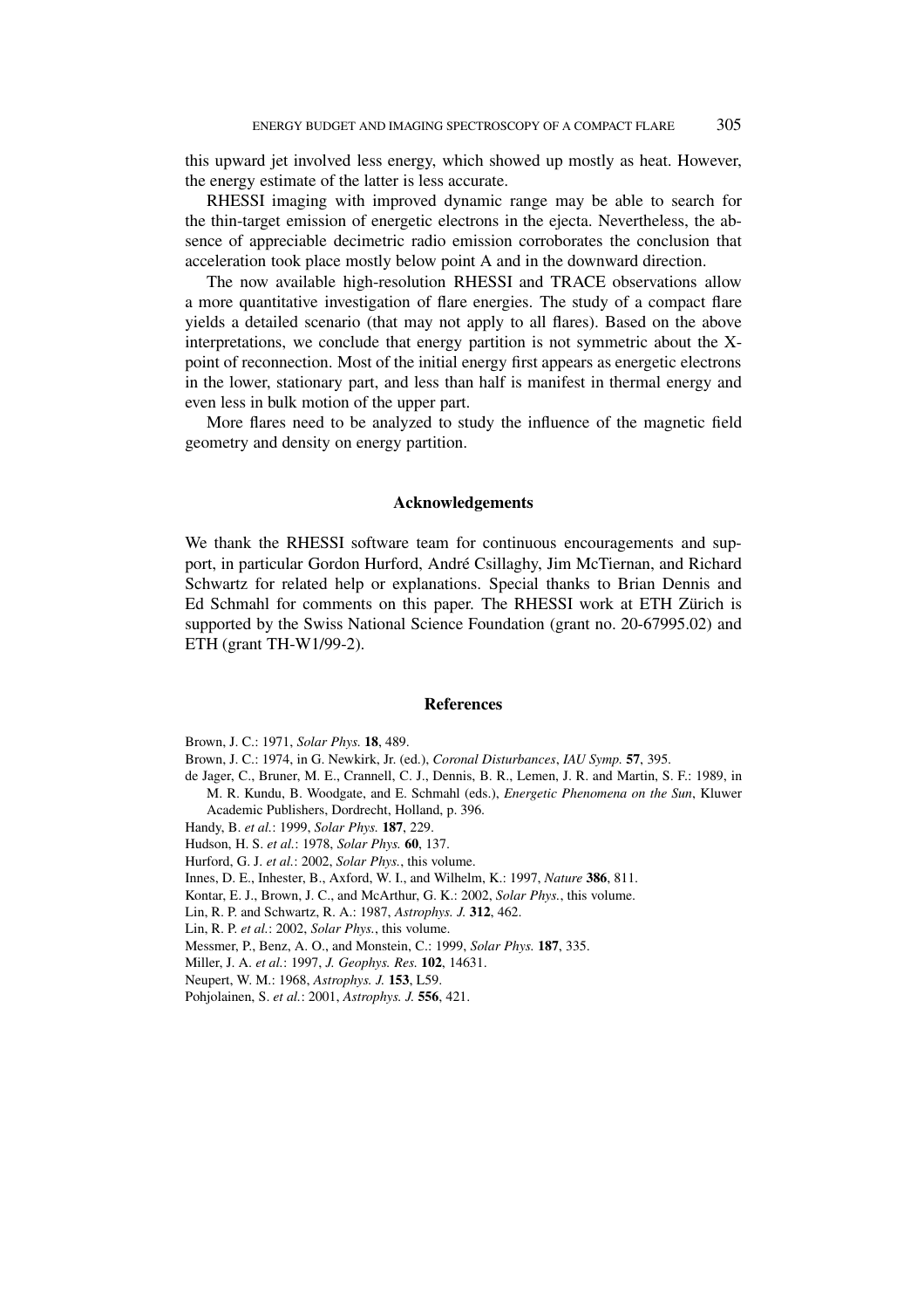this upward jet involved less energy, which showed up mostly as heat. However, the energy estimate of the latter is less accurate.

RHESSI imaging with improved dynamic range may be able to search for the thin-target emission of energetic electrons in the ejecta. Nevertheless, the absence of appreciable decimetric radio emission corroborates the conclusion that acceleration took place mostly below point A and in the downward direction.

The now available high-resolution RHESSI and TRACE observations allow a more quantitative investigation of flare energies. The study of a compact flare yields a detailed scenario (that may not apply to all flares). Based on the above interpretations, we conclude that energy partition is not symmetric about the X-point of reconnection. Most of the initial energy first appears as energetic electrons in the lower, stationary part, and less than half is manifest in thermal energy and even less in bulk motion of the upper part.

More flares need to be analyzed to study the influence of the magnetic field geometry and density on energy partition.

## Acknowledgements

We thank the RHESSI software team for continuous encouragements and support, in particular Gordon Hurford, André Csillaghy, Jim McTiernan, and Richard Schwartz for related help or explanations. Special thanks to Brian Dennis and Ed Schmahl for comments on this paper. The RHESSI work at ETH Zürich is supported by the Swiss National Science Foundation (grant no. 20-67995.02) and ETH (grant TH-W1/99-2).

## References

Brown, J. C.: 1971, *Solar Phys.* **18**, 489.

Brown, J. C.: 1974, in G. Newkirk, Jr. (ed.), *Coronal Disturbances*, *IAU Symp.* **57**, 395.

de Jager, C., Bruner, M. E., Crannell, C. J., Dennis, B. R., Lemen, J. R. and Martin, S. F.: 1989, in M. R. Kundu, B. Woodgate, and E. Schmahl (eds.), *Energetic Phenomena on the Sun*, Kluwer Academic Publishers, Dordrecht, Holland, p. 396.

Handy, B. *et al.*: 1999, *Solar Phys.* **187**, 229.

Hudson, H. S. *et al.*: 1978, *Solar Phys.* **60**, 137.

Hurford, G. J. *et al.*: 2002, *Solar Phys.*, this volume.

Innes, D. E., Inhester, B., Axford, W. I., and Wilhelm, K.: 1997, *Nature* **386**, 811.

Kontar, E. J., Brown, J. C., and McArthur, G. K.: 2002, *Solar Phys.*, this volume.

Lin, R. P. and Schwartz, R. A.: 1987, *Astrophys. J.* **312**, 462.

Lin, R. P. *et al.*: 2002, *Solar Phys.*, this volume.

Messmer, P., Benz, A. O., and Monstein, C.: 1999, *Solar Phys.* **187**, 335.

Miller, J. A. *et al.*: 1997, *J. Geophys. Res.* **102**, 14631.

Neupert, W. M.: 1968, *Astrophys. J.* **153**, L59.

Pohjolainen, S. *et al.*: 2001, *Astrophys. J.* **556**, 421.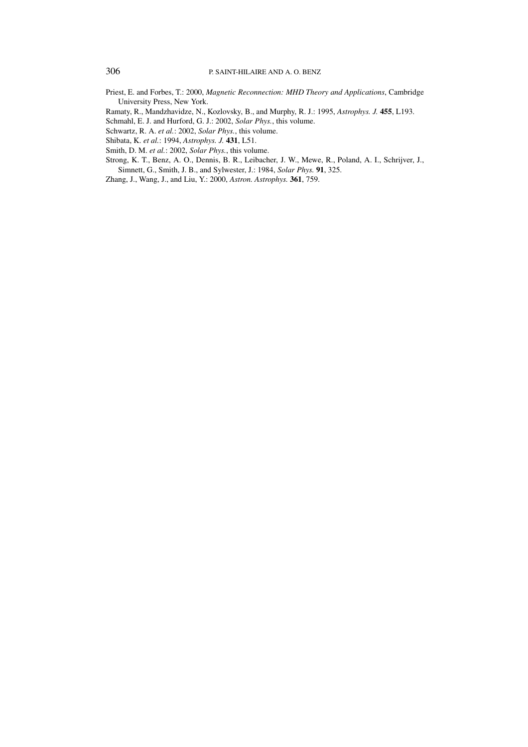Priest, E. and Forbes, T.: 2000, *Magnetic Reconnection: MHD Theory and Applications*, Cambridge University Press, New York.

Ramaty, R., Mandzhavidze, N., Kozlovsky, B., and Murphy, R. J.: 1995, *Astrophys. J.* **455**, L193.

Schmahl, E. J. and Hurford, G. J.: 2002, *Solar Phys.*, this volume.

Schwartz, R. A. *et al.*: 2002, *Solar Phys.*, this volume.

Shibata, K. *et al.*: 1994, *Astrophys. J.* **431**, L51.

Smith, D. M. *et al.*: 2002, *Solar Phys.*, this volume.

Strong, K. T., Benz, A. O., Dennis, B. R., Leibacher, J. W., Mewe, R., Poland, A. I., Schrijver, J., Simnett, G., Smith, J. B., and Sylwester, J.: 1984, *Solar Phys.* **91**, 325.

Zhang, J., Wang, J., and Liu, Y.: 2000, *Astron. Astrophys.* **361**, 759.